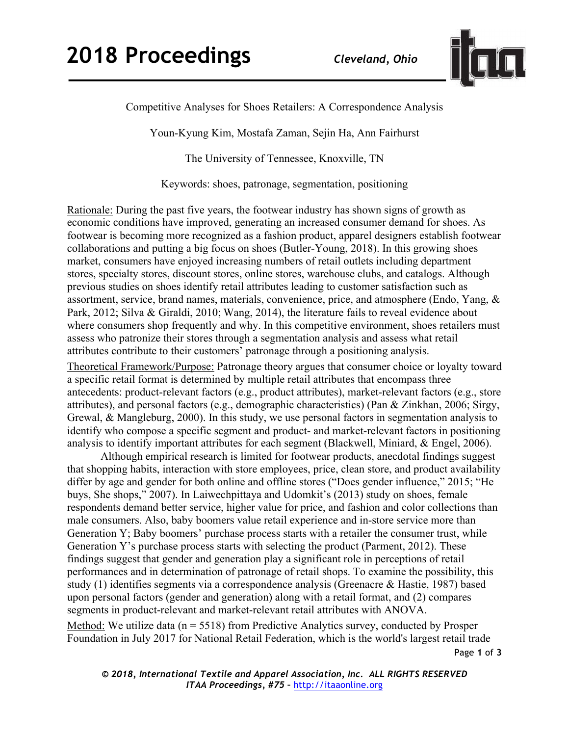# Competitive Analyses for Shoes Retailers: A Correspondence Analysis

Youn-Kyung Kim, Mostafa Zaman, Sejin Ha, Ann Fairhurst

The University of Tennessee, Knoxville, TN

Keywords: shoes, patronage, segmentation, positioning

Rationale: During the past five years, the footwear industry has shown signs of growth as economic conditions have improved, generating an increased consumer demand for shoes. As footwear is becoming more recognized as a fashion product, apparel designers establish footwear collaborations and putting a big focus on shoes (Butler-Young, 2018). In this growing shoes market, consumers have enjoyed increasing numbers of retail outlets including department stores, specialty stores, discount stores, online stores, warehouse clubs, and catalogs. Although previous studies on shoes identify retail attributes leading to customer satisfaction such as assortment, service, brand names, materials, convenience, price, and atmosphere (Endo, Yang, & Park, 2012; Silva & Giraldi, 2010; Wang, 2014), the literature fails to reveal evidence about where consumers shop frequently and why. In this competitive environment, shoes retailers must assess who patronize their stores through a segmentation analysis and assess what retail attributes contribute to their customers' patronage through a positioning analysis.

Theoretical Framework/Purpose: Patronage theory argues that consumer choice or loyalty toward a specific retail format is determined by multiple retail attributes that encompass three antecedents: product-relevant factors (e.g., product attributes), market-relevant factors (e.g., store attributes), and personal factors (e.g., demographic characteristics) (Pan & Zinkhan, 2006; Sirgy, Grewal, & Mangleburg, 2000). In this study, we use personal factors in segmentation analysis to identify who compose a specific segment and product- and market-relevant factors in positioning analysis to identify important attributes for each segment (Blackwell, Miniard, & Engel, 2006).

Although empirical research is limited for footwear products, anecdotal findings suggest that shopping habits, interaction with store employees, price, clean store, and product availability differ by age and gender for both online and offline stores ("Does gender influence," 2015; "He buys, She shops," 2007). In Laiwechpittaya and Udomkit's (2013) study on shoes, female respondents demand better service, higher value for price, and fashion and color collections than male consumers. Also, baby boomers value retail experience and in-store service more than Generation Y; Baby boomers' purchase process starts with a retailer the consumer trust, while Generation Y's purchase process starts with selecting the product (Parment, 2012). These findings suggest that gender and generation play a significant role in perceptions of retail performances and in determination of patronage of retail shops. To examine the possibility, this study (1) identifies segments via a correspondence analysis (Greenacre & Hastie, 1987) based upon personal factors (gender and generation) along with a retail format, and (2) compares segments in product-relevant and market-relevant retail attributes with ANOVA.

Method: We utilize data (n = 5518) from Predictive Analytics survey, conducted by Prosper Foundation in July 2017 for National Retail Federation, which is the world's largest retail trade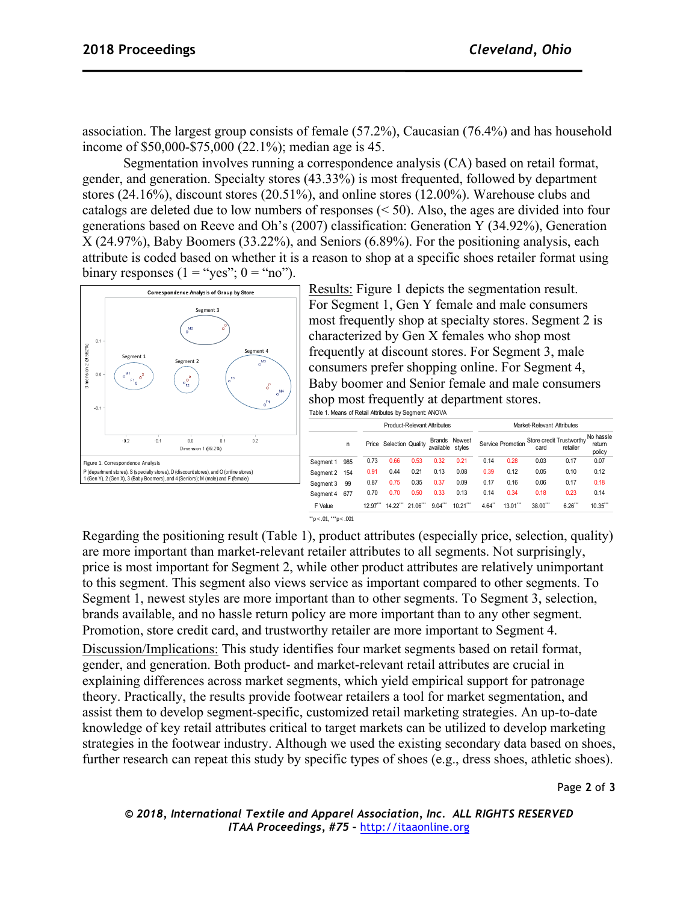association. The largest group consists of female (57.2%), Caucasian (76.4%) and has household income of $50,000-$75,000 (22.1%); median age is 45.

Segmentation involves running a correspondence analysis (CA) based on retail format, gender, and generation. Specialty stores (43.33%) is most frequented, followed by department stores (24.16%), discount stores (20.51%), and online stores (12.00%). Warehouse clubs and catalogs are deleted due to low numbers of responses (< 50). Also, the ages are divided into four generations based on Reeve and Oh's (2007) classification: Generation Y (34.92%), Generation X (24.97%), Baby Boomers (33.22%), and Seniors (6.89%). For the positioning analysis, each attribute is coded based on whether it is a reason to shop at a specific shoes retailer format using binary responses (1 = "yes"; 0 = "no").

Correspondence Analysis of Group by Store

Segment 1
Segment 2
Segment 3
Segment 4

Dimension 1 (89.2%)
Dimension 2 (9.562%)

Figure 1. Correspondence Analysis

P (department stores), S (specialty stores), D (discount stores), and O (online stores)
1 (Gen Y), 2 (Gen X), 3 (Baby Boomers), and 4 (Seniors); M (male) and F (female)

Results: Figure 1 depicts the segmentation result. For Segment 1, Gen Y female and male consumers most frequently shop at specialty stores. Segment 2 is characterized by Gen X females who shop most frequently at discount stores. For Segment 3, male consumers prefer shopping online. For Segment 4, Baby boomer and Senior female and male consumers shop most frequently at department stores.

Table 1. Means of Retail Attributes by Segment: ANOVA

| | | Product-Relevant Attributes | | | | | Market-Relevant Attributes | | | | |
|---|---|---|---|---|---|---|---|---|---|---|---|
| | n | Price | Selection | Quality | Brands available | Newest styles | Service | Promotion | Store credit card | Trustworthy retailer | No hassle return policy |
| Segment 1 | 985 | 0.73 | 0.66 | 0.53 | 0.32 | 0.21 | 0.14 | 0.28 | 0.03 | 0.17 | 0.07 |
| Segment 2 | 154 | 0.91 | 0.44 | 0.21 | 0.13 | 0.08 | 0.39 | 0.12 | 0.05 | 0.10 | 0.12 |
| Segment 3 | 99 | 0.87 | 0.75 | 0.35 | 0.37 | 0.09 | 0.17 | 0.16 | 0.06 | 0.17 | 0.18 |
| Segment 4 | 677 | 0.70 | 0.70 | 0.50 | 0.33 | 0.13 | 0.14 | 0.34 | 0.18 | 0.23 | 0.14 |
| F Value | | 12.97*** | 14.22*** | 21.06*** | 9.04*** | 10.21*** | 4.64** | 13.01*** | 38.00*** | 6.26*** | 10.35*** |

**p < .01, ***p < .001

Regarding the positioning result (Table 1), product attributes (especially price, selection, quality) are more important than market-relevant retailer attributes to all segments. Not surprisingly, price is most important for Segment 2, while other product attributes are relatively unimportant to this segment. This segment also views service as important compared to other segments. To Segment 1, newest styles are more important than to other segments. To Segment 3, selection, brands available, and no hassle return policy are more important than to any other segment. Promotion, store credit card, and trustworthy retailer are more important to Segment 4.

Discussion/Implications: This study identifies four market segments based on retail format, gender, and generation. Both product- and market-relevant retail attributes are crucial in explaining differences across market segments, which yield empirical support for patronage theory. Practically, the results provide footwear retailers a tool for market segmentation, and assist them to develop segment-specific, customized retail marketing strategies. An up-to-date knowledge of key retail attributes critical to target markets can be utilized to develop marketing strategies in the footwear industry. Although we used the existing secondary data based on shoes, further research can repeat this study by specific types of shoes (e.g., dress shoes, athletic shoes).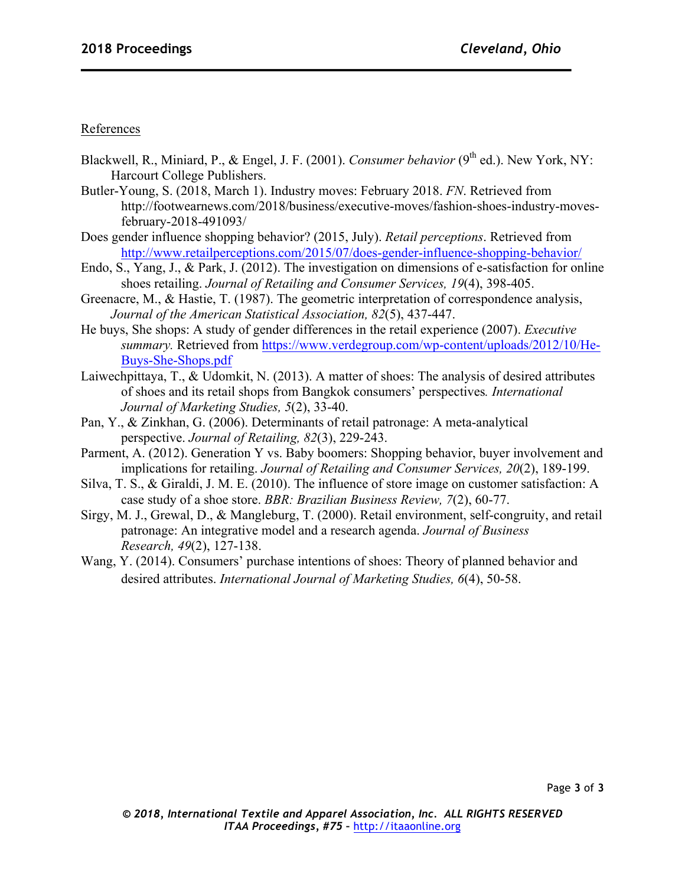References

Blackwell, R., Miniard, P., & Engel, J. F. (2001). *Consumer behavior* (9th ed.). New York, NY: Harcourt College Publishers.

Butler-Young, S. (2018, March 1). Industry moves: February 2018. *FN*. Retrieved from http://footwearnews.com/2018/business/executive-moves/fashion-shoes-industry-moves-february-2018-491093/

Does gender influence shopping behavior? (2015, July). *Retail perceptions*. Retrieved from http://www.retailperceptions.com/2015/07/does-gender-influence-shopping-behavior/

Endo, S., Yang, J., & Park, J. (2012). The investigation on dimensions of e-satisfaction for online shoes retailing. *Journal of Retailing and Consumer Services, 19*(4), 398-405.

Greenacre, M., & Hastie, T. (1987). The geometric interpretation of correspondence analysis, *Journal of the American Statistical Association, 82*(5), 437-447.

He buys, She shops: A study of gender differences in the retail experience (2007). *Executive summary.* Retrieved from https://www.verdegroup.com/wp-content/uploads/2012/10/He-Buys-She-Shops.pdf

Laiwechpittaya, T., & Udomkit, N. (2013). A matter of shoes: The analysis of desired attributes of shoes and its retail shops from Bangkok consumers' perspectives*. International Journal of Marketing Studies, 5*(2), 33-40.

Pan, Y., & Zinkhan, G. (2006). Determinants of retail patronage: A meta-analytical perspective. *Journal of Retailing, 82*(3), 229-243.

Parment, A. (2012). Generation Y vs. Baby boomers: Shopping behavior, buyer involvement and implications for retailing. *Journal of Retailing and Consumer Services, 20*(2), 189-199.

Silva, T. S., & Giraldi, J. M. E. (2010). The influence of store image on customer satisfaction: A case study of a shoe store. *BBR: Brazilian Business Review, 7*(2), 60-77.

Sirgy, M. J., Grewal, D., & Mangleburg, T. (2000). Retail environment, self-congruity, and retail patronage: An integrative model and a research agenda. *Journal of Business Research, 49*(2), 127-138.

Wang, Y. (2014). Consumers' purchase intentions of shoes: Theory of planned behavior and desired attributes. *International Journal of Marketing Studies, 6*(4), 50-58.